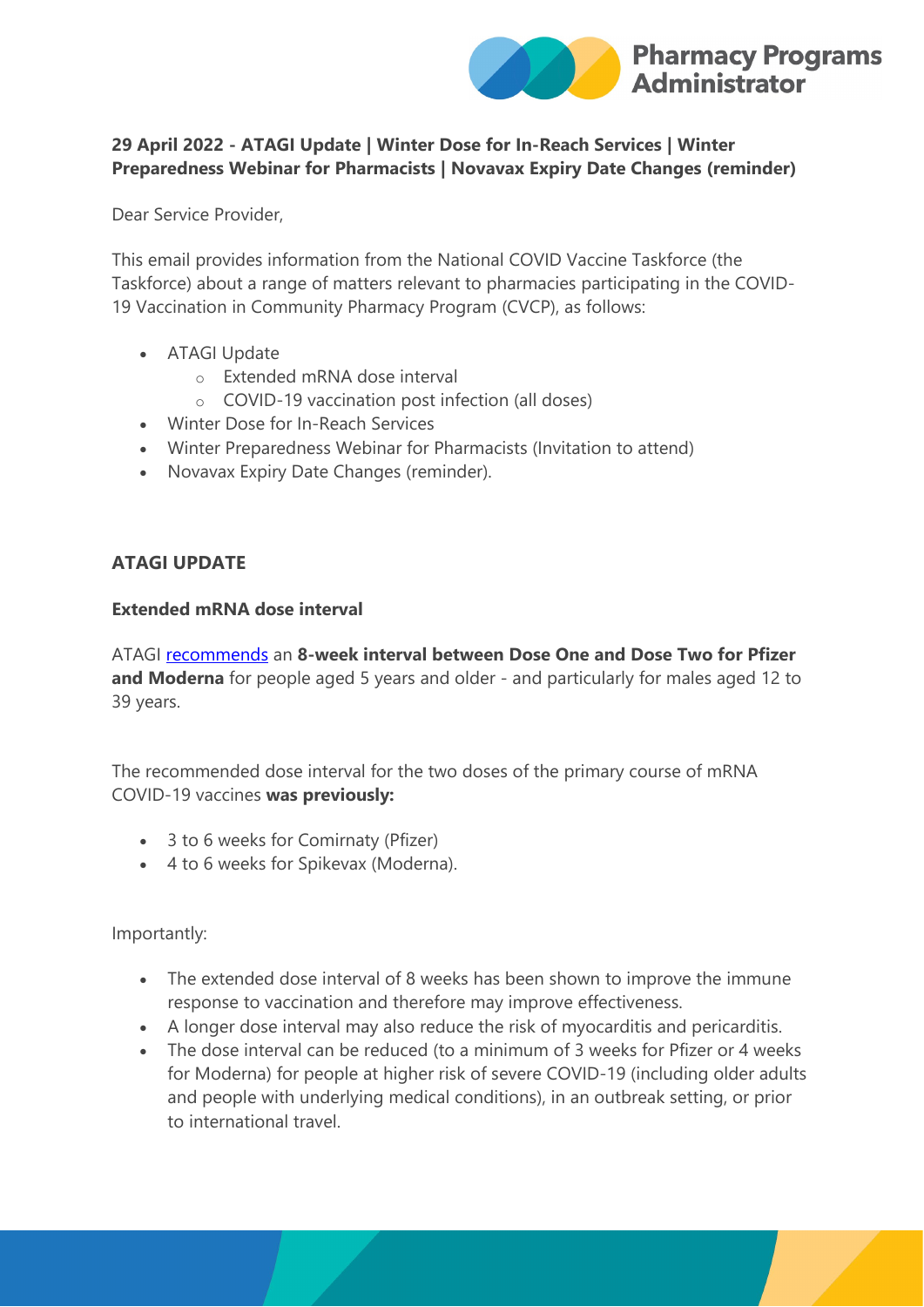**29 April 2022 - ATAGI Update | Winter Dose for In-Reach Services | Winter Preparedness Webinar for Pharmacists | Novavax Expiry Date Changes (reminder)**

Dear Service Provider,

This email provides information from the National COVID Vaccine Taskforce (the Taskforce) about a range of matters relevant to pharmacies participating in the COVID-19 Vaccination in Community Pharmacy Program (CVCP), as follows:

- ATAGI Update
  - Extended mRNA dose interval
  - COVID-19 vaccination post infection (all doses)
- Winter Dose for In-Reach Services
- Winter Preparedness Webinar for Pharmacists (Invitation to attend)
- Novavax Expiry Date Changes (reminder).

## ATAGI UPDATE

### Extended mRNA dose interval

ATAGI recommends an **8-week interval between Dose One and Dose Two for Pfizer and Moderna** for people aged 5 years and older - and particularly for males aged 12 to 39 years.

The recommended dose interval for the two doses of the primary course of mRNA COVID-19 vaccines **was previously:**

- 3 to 6 weeks for Comirnaty (Pfizer)
- 4 to 6 weeks for Spikevax (Moderna).

Importantly:

- The extended dose interval of 8 weeks has been shown to improve the immune response to vaccination and therefore may improve effectiveness.
- A longer dose interval may also reduce the risk of myocarditis and pericarditis.
- The dose interval can be reduced (to a minimum of 3 weeks for Pfizer or 4 weeks for Moderna) for people at higher risk of severe COVID-19 (including older adults and people with underlying medical conditions), in an outbreak setting, or prior to international travel.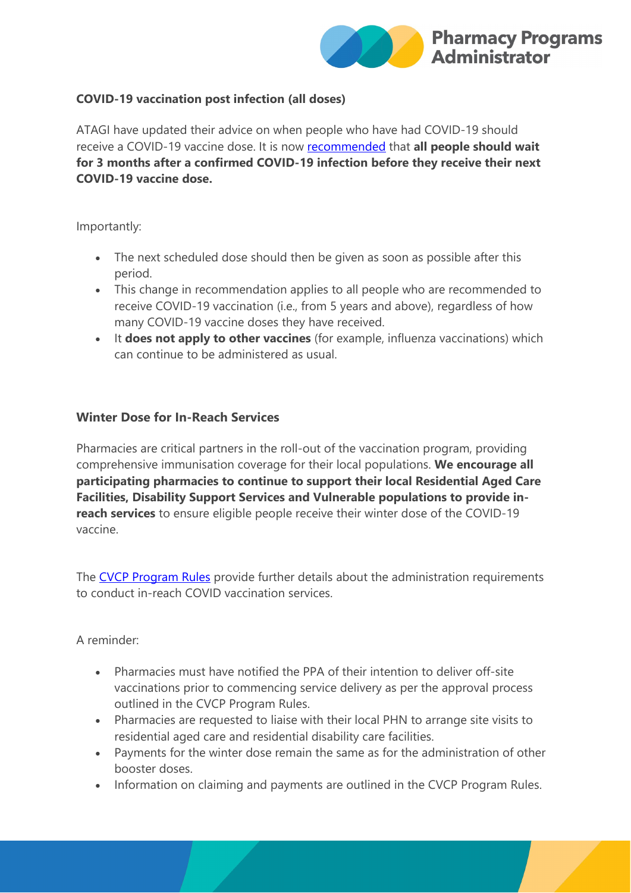**COVID-19 vaccination post infection (all doses)**

ATAGI have updated their advice on when people who have had COVID-19 should receive a COVID-19 vaccine dose. It is now recommended that **all people should wait for 3 months after a confirmed COVID-19 infection before they receive their next COVID-19 vaccine dose.**

Importantly:

- The next scheduled dose should then be given as soon as possible after this period.
- This change in recommendation applies to all people who are recommended to receive COVID-19 vaccination (i.e., from 5 years and above), regardless of how many COVID-19 vaccine doses they have received.
- It **does not apply to other vaccines** (for example, influenza vaccinations) which can continue to be administered as usual.

**Winter Dose for In-Reach Services**

Pharmacies are critical partners in the roll-out of the vaccination program, providing comprehensive immunisation coverage for their local populations. **We encourage all participating pharmacies to continue to support their local Residential Aged Care Facilities, Disability Support Services and Vulnerable populations to provide in-reach services** to ensure eligible people receive their winter dose of the COVID-19 vaccine.

The CVCP Program Rules provide further details about the administration requirements to conduct in-reach COVID vaccination services.

A reminder:

- Pharmacies must have notified the PPA of their intention to deliver off-site vaccinations prior to commencing service delivery as per the approval process outlined in the CVCP Program Rules.
- Pharmacies are requested to liaise with their local PHN to arrange site visits to residential aged care and residential disability care facilities.
- Payments for the winter dose remain the same as for the administration of other booster doses.
- Information on claiming and payments are outlined in the CVCP Program Rules.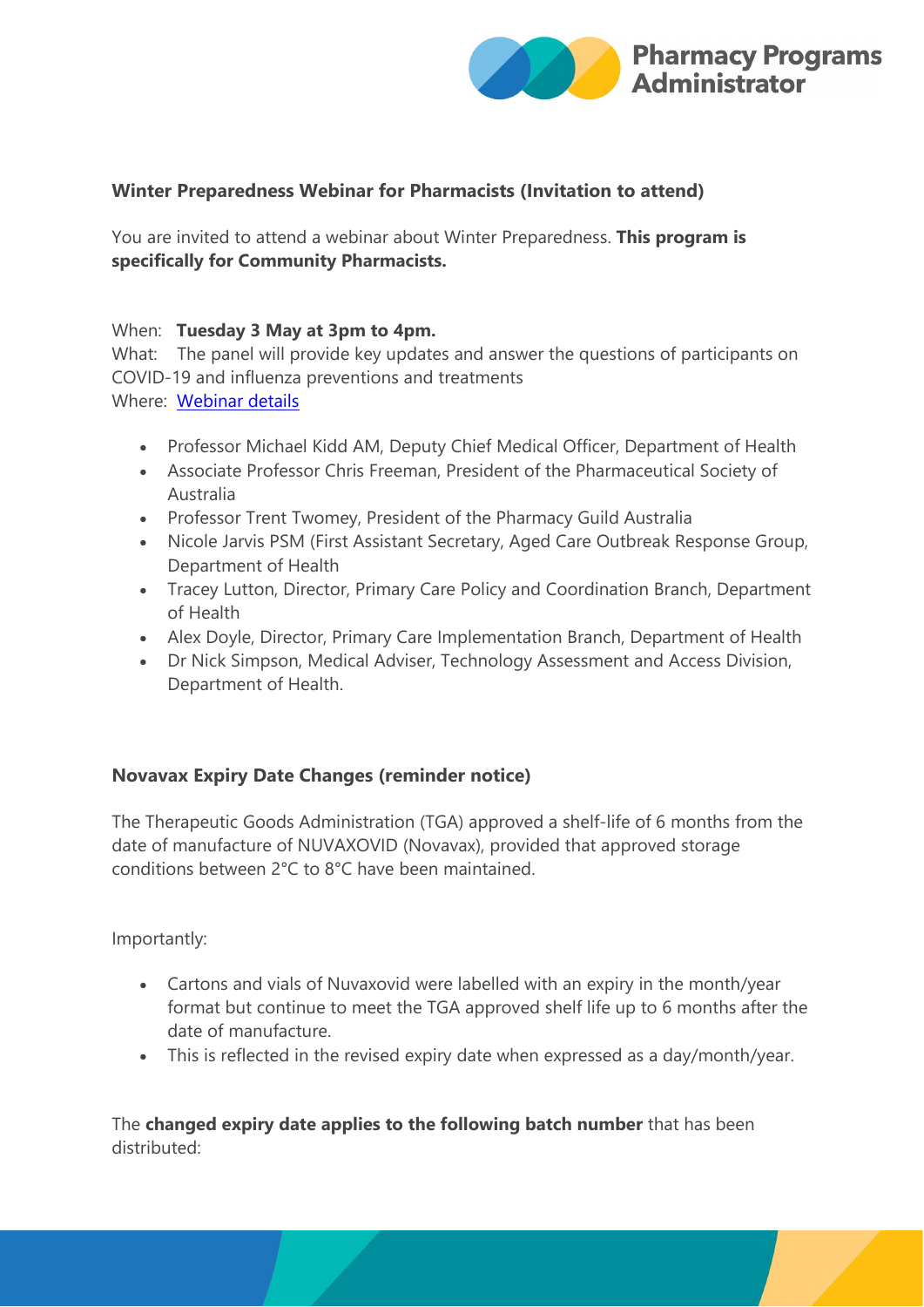### Winter Preparedness Webinar for Pharmacists (Invitation to attend)

You are invited to attend a webinar about Winter Preparedness. **This program is specifically for Community Pharmacists.**

When: **Tuesday 3 May at 3pm to 4pm.**
What: The panel will provide key updates and answer the questions of participants on COVID-19 and influenza preventions and treatments
Where: [Webinar details]

- Professor Michael Kidd AM, Deputy Chief Medical Officer, Department of Health
- Associate Professor Chris Freeman, President of the Pharmaceutical Society of Australia
- Professor Trent Twomey, President of the Pharmacy Guild Australia
- Nicole Jarvis PSM (First Assistant Secretary, Aged Care Outbreak Response Group, Department of Health
- Tracey Lutton, Director, Primary Care Policy and Coordination Branch, Department of Health
- Alex Doyle, Director, Primary Care Implementation Branch, Department of Health
- Dr Nick Simpson, Medical Adviser, Technology Assessment and Access Division, Department of Health.

### Novavax Expiry Date Changes (reminder notice)

The Therapeutic Goods Administration (TGA) approved a shelf-life of 6 months from the date of manufacture of NUVAXOVID (Novavax), provided that approved storage conditions between 2°C to 8°C have been maintained.

Importantly:

- Cartons and vials of Nuvaxovid were labelled with an expiry in the month/year format but continue to meet the TGA approved shelf life up to 6 months after the date of manufacture.
- This is reflected in the revised expiry date when expressed as a day/month/year.

The **changed expiry date applies to the following batch number** that has been distributed: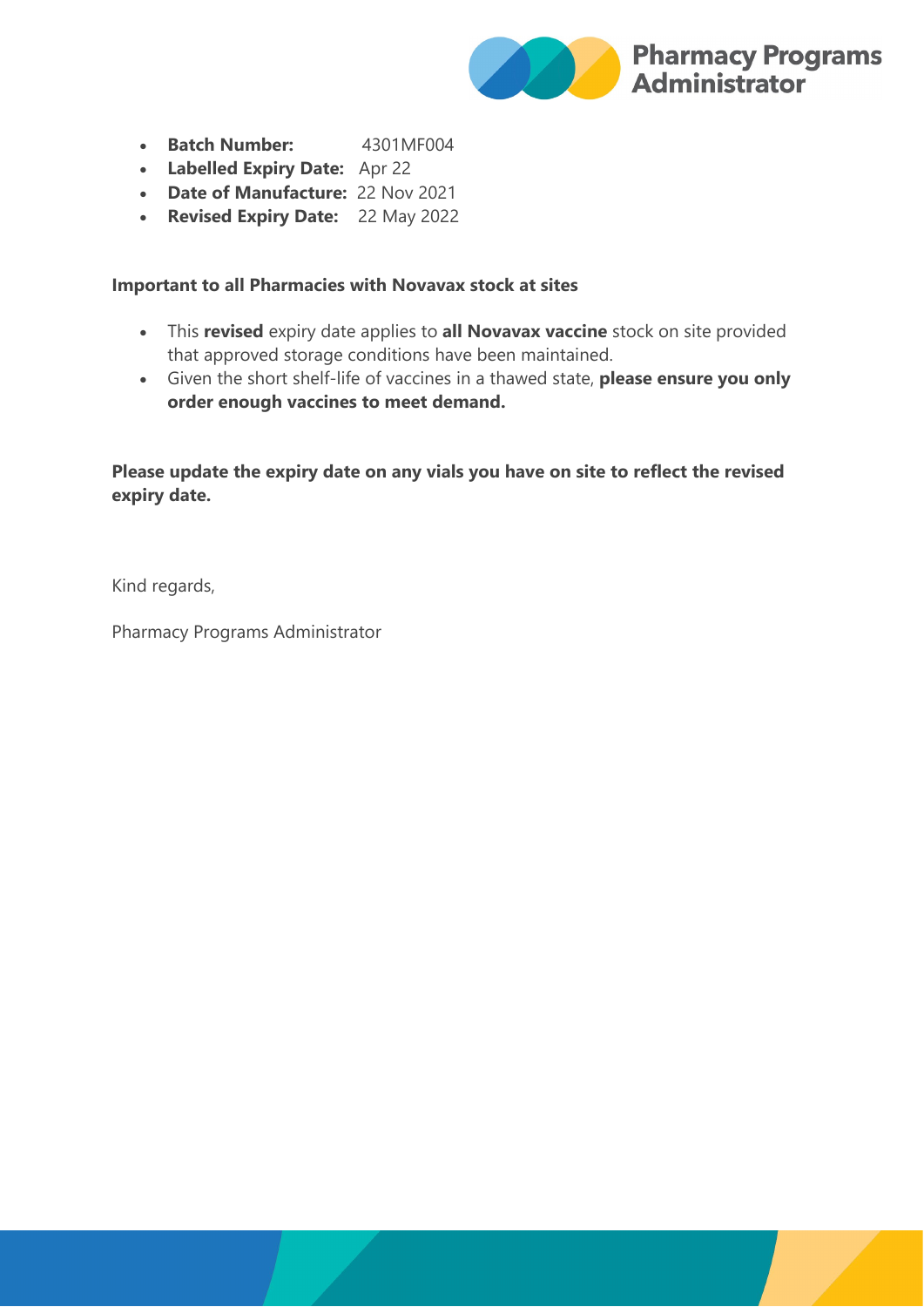- **Batch Number:** 4301MF004
- **Labelled Expiry Date:** Apr 22
- **Date of Manufacture:** 22 Nov 2021
- **Revised Expiry Date:** 22 May 2022

**Important to all Pharmacies with Novavax stock at sites**

- This **revised** expiry date applies to **all Novavax vaccine** stock on site provided that approved storage conditions have been maintained.
- Given the short shelf-life of vaccines in a thawed state, **please ensure you only order enough vaccines to meet demand.**

**Please update the expiry date on any vials you have on site to reflect the revised expiry date.**

Kind regards,

Pharmacy Programs Administrator